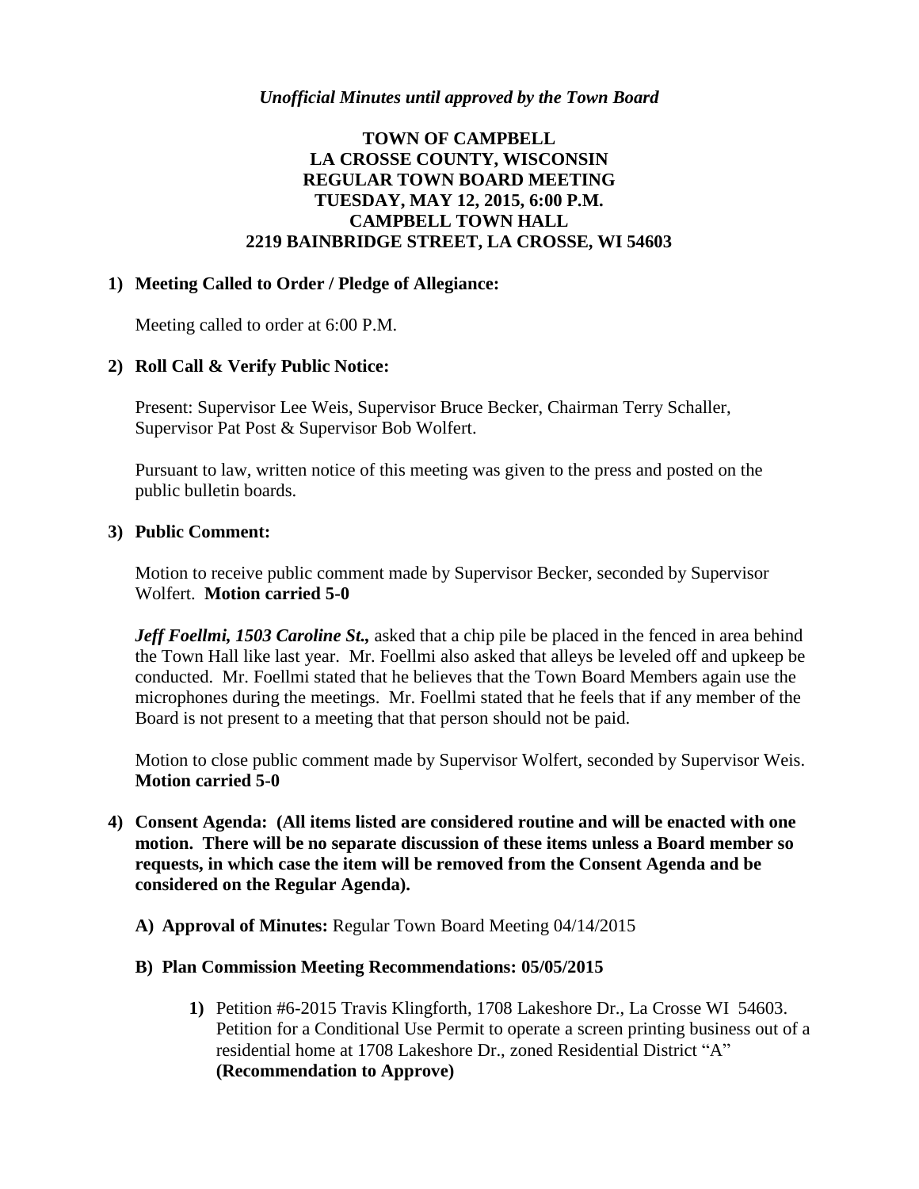*Unofficial Minutes until approved by the Town Board*

# TOWN OF CAMPBELL
# LA CROSSE COUNTY, WISCONSIN
# REGULAR TOWN BOARD MEETING
# TUESDAY, MAY 12, 2015, 6:00 P.M.
# CAMPBELL TOWN HALL
# 2219 BAINBRIDGE STREET, LA CROSSE, WI 54603

**1) Meeting Called to Order / Pledge of Allegiance:**

Meeting called to order at 6:00 P.M.

**2) Roll Call & Verify Public Notice:**

Present: Supervisor Lee Weis, Supervisor Bruce Becker, Chairman Terry Schaller, Supervisor Pat Post & Supervisor Bob Wolfert.

Pursuant to law, written notice of this meeting was given to the press and posted on the public bulletin boards.

**3) Public Comment:**

Motion to receive public comment made by Supervisor Becker, seconded by Supervisor Wolfert. **Motion carried 5-0**

***Jeff Foellmi, 1503 Caroline St.,*** asked that a chip pile be placed in the fenced in area behind the Town Hall like last year. Mr. Foellmi also asked that alleys be leveled off and upkeep be conducted. Mr. Foellmi stated that he believes that the Town Board Members again use the microphones during the meetings. Mr. Foellmi stated that he feels that if any member of the Board is not present to a meeting that that person should not be paid.

Motion to close public comment made by Supervisor Wolfert, seconded by Supervisor Weis. **Motion carried 5-0**

**4) Consent Agenda: (All items listed are considered routine and will be enacted with one motion. There will be no separate discussion of these items unless a Board member so requests, in which case the item will be removed from the Consent Agenda and be considered on the Regular Agenda).**

**A) Approval of Minutes:** Regular Town Board Meeting 04/14/2015

**B) Plan Commission Meeting Recommendations: 05/05/2015**

**1)** Petition #6-2015 Travis Klingforth, 1708 Lakeshore Dr., La Crosse WI 54603. Petition for a Conditional Use Permit to operate a screen printing business out of a residential home at 1708 Lakeshore Dr., zoned Residential District "A" **(Recommendation to Approve)**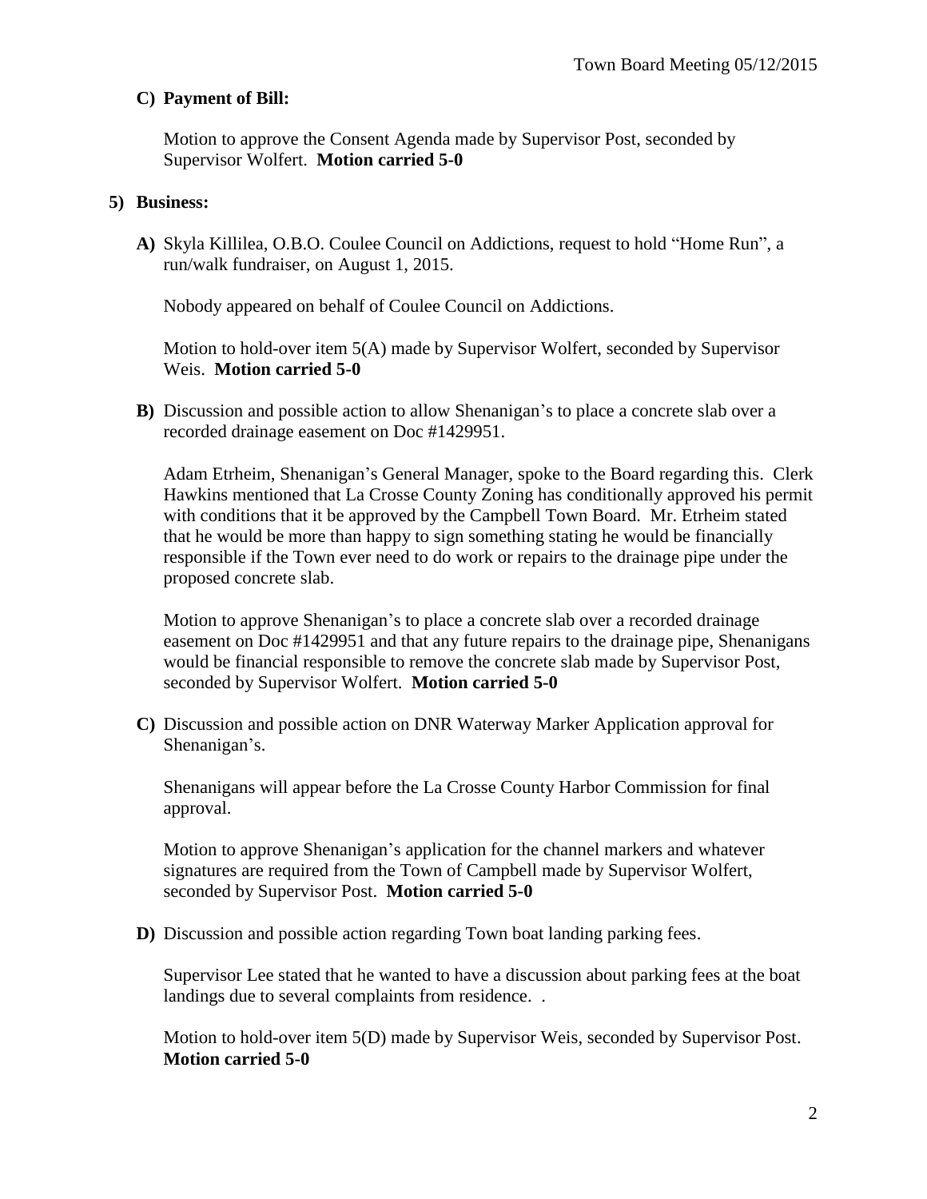**C) Payment of Bill:**

Motion to approve the Consent Agenda made by Supervisor Post, seconded by Supervisor Wolfert. **Motion carried 5-0**

**5) Business:**

**A)** Skyla Killilea, O.B.O. Coulee Council on Addictions, request to hold "Home Run", a run/walk fundraiser, on August 1, 2015.

Nobody appeared on behalf of Coulee Council on Addictions.

Motion to hold-over item 5(A) made by Supervisor Wolfert, seconded by Supervisor Weis. **Motion carried 5-0**

**B)** Discussion and possible action to allow Shenanigan's to place a concrete slab over a recorded drainage easement on Doc #1429951.

Adam Etrheim, Shenanigan's General Manager, spoke to the Board regarding this. Clerk Hawkins mentioned that La Crosse County Zoning has conditionally approved his permit with conditions that it be approved by the Campbell Town Board. Mr. Etrheim stated that he would be more than happy to sign something stating he would be financially responsible if the Town ever need to do work or repairs to the drainage pipe under the proposed concrete slab.

Motion to approve Shenanigan's to place a concrete slab over a recorded drainage easement on Doc #1429951 and that any future repairs to the drainage pipe, Shenanigans would be financial responsible to remove the concrete slab made by Supervisor Post, seconded by Supervisor Wolfert. **Motion carried 5-0**

**C)** Discussion and possible action on DNR Waterway Marker Application approval for Shenanigan's.

Shenanigans will appear before the La Crosse County Harbor Commission for final approval.

Motion to approve Shenanigan's application for the channel markers and whatever signatures are required from the Town of Campbell made by Supervisor Wolfert, seconded by Supervisor Post. **Motion carried 5-0**

**D)** Discussion and possible action regarding Town boat landing parking fees.

Supervisor Lee stated that he wanted to have a discussion about parking fees at the boat landings due to several complaints from residence. .

Motion to hold-over item 5(D) made by Supervisor Weis, seconded by Supervisor Post. **Motion carried 5-0**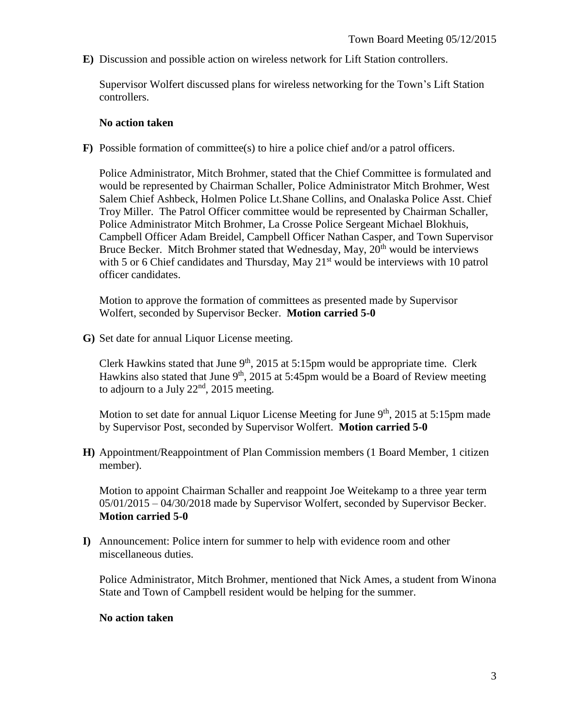**E)** Discussion and possible action on wireless network for Lift Station controllers.

Supervisor Wolfert discussed plans for wireless networking for the Town's Lift Station controllers.

**No action taken**

**F)** Possible formation of committee(s) to hire a police chief and/or a patrol officers.

Police Administrator, Mitch Brohmer, stated that the Chief Committee is formulated and would be represented by Chairman Schaller, Police Administrator Mitch Brohmer, West Salem Chief Ashbeck, Holmen Police Lt.Shane Collins, and Onalaska Police Asst. Chief Troy Miller. The Patrol Officer committee would be represented by Chairman Schaller, Police Administrator Mitch Brohmer, La Crosse Police Sergeant Michael Blokhuis, Campbell Officer Adam Breidel, Campbell Officer Nathan Casper, and Town Supervisor Bruce Becker. Mitch Brohmer stated that Wednesday, May, 20th would be interviews with 5 or 6 Chief candidates and Thursday, May 21st would be interviews with 10 patrol officer candidates.

Motion to approve the formation of committees as presented made by Supervisor Wolfert, seconded by Supervisor Becker. **Motion carried 5-0**

**G)** Set date for annual Liquor License meeting.

Clerk Hawkins stated that June 9th, 2015 at 5:15pm would be appropriate time. Clerk Hawkins also stated that June 9th, 2015 at 5:45pm would be a Board of Review meeting to adjourn to a July 22nd, 2015 meeting.

Motion to set date for annual Liquor License Meeting for June 9th, 2015 at 5:15pm made by Supervisor Post, seconded by Supervisor Wolfert. **Motion carried 5-0**

**H)** Appointment/Reappointment of Plan Commission members (1 Board Member, 1 citizen member).

Motion to appoint Chairman Schaller and reappoint Joe Weitekamp to a three year term 05/01/2015 – 04/30/2018 made by Supervisor Wolfert, seconded by Supervisor Becker. **Motion carried 5-0**

**I)** Announcement: Police intern for summer to help with evidence room and other miscellaneous duties.

Police Administrator, Mitch Brohmer, mentioned that Nick Ames, a student from Winona State and Town of Campbell resident would be helping for the summer.

**No action taken**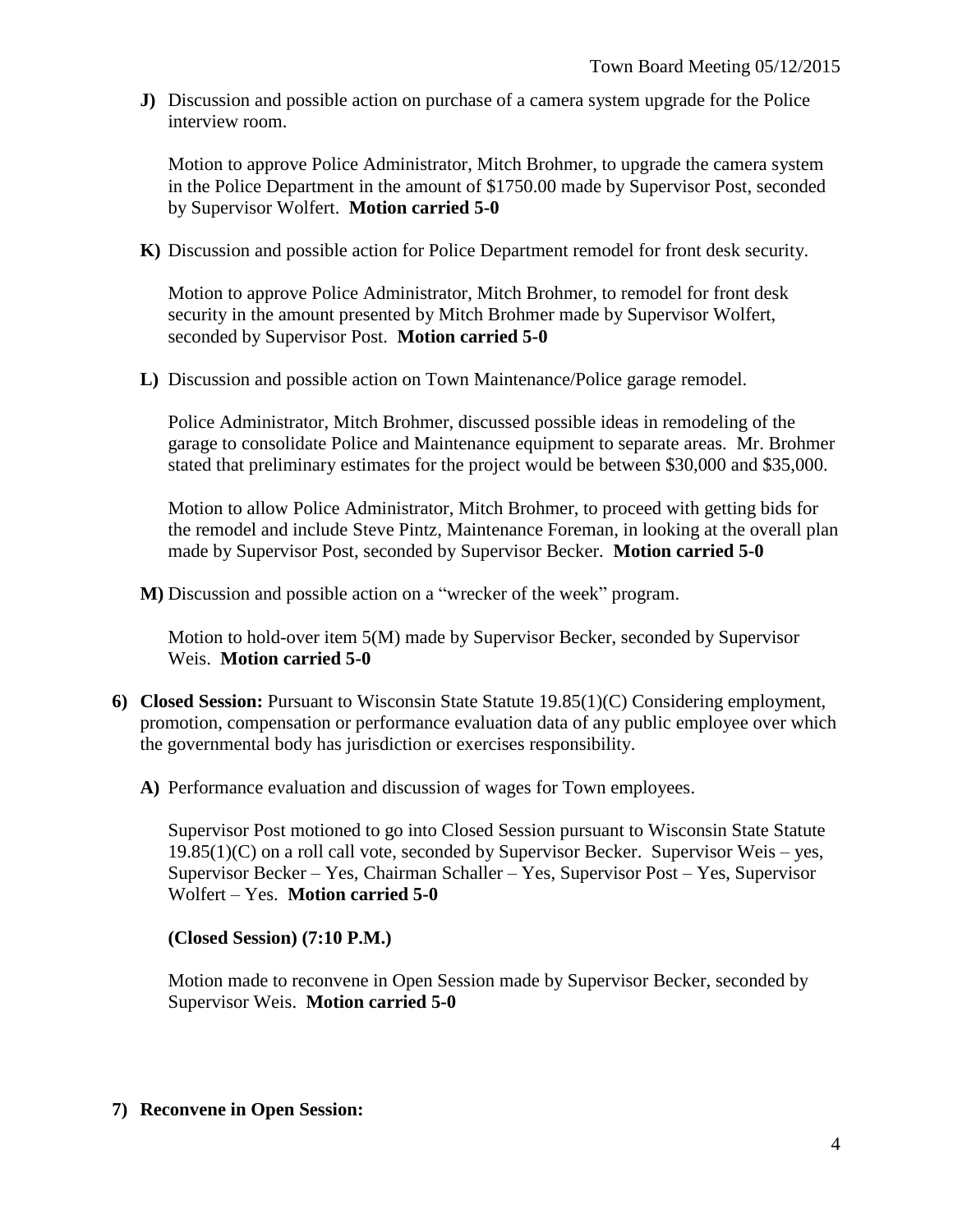**J)** Discussion and possible action on purchase of a camera system upgrade for the Police interview room.

Motion to approve Police Administrator, Mitch Brohmer, to upgrade the camera system in the Police Department in the amount of $1750.00 made by Supervisor Post, seconded by Supervisor Wolfert. **Motion carried 5-0**

**K)** Discussion and possible action for Police Department remodel for front desk security.

Motion to approve Police Administrator, Mitch Brohmer, to remodel for front desk security in the amount presented by Mitch Brohmer made by Supervisor Wolfert, seconded by Supervisor Post. **Motion carried 5-0**

**L)** Discussion and possible action on Town Maintenance/Police garage remodel.

Police Administrator, Mitch Brohmer, discussed possible ideas in remodeling of the garage to consolidate Police and Maintenance equipment to separate areas. Mr. Brohmer stated that preliminary estimates for the project would be between $30,000 and $35,000.

Motion to allow Police Administrator, Mitch Brohmer, to proceed with getting bids for the remodel and include Steve Pintz, Maintenance Foreman, in looking at the overall plan made by Supervisor Post, seconded by Supervisor Becker. **Motion carried 5-0**

**M)** Discussion and possible action on a "wrecker of the week" program.

Motion to hold-over item 5(M) made by Supervisor Becker, seconded by Supervisor Weis. **Motion carried 5-0**

**6) Closed Session:** Pursuant to Wisconsin State Statute 19.85(1)(C) Considering employment, promotion, compensation or performance evaluation data of any public employee over which the governmental body has jurisdiction or exercises responsibility.

**A)** Performance evaluation and discussion of wages for Town employees.

Supervisor Post motioned to go into Closed Session pursuant to Wisconsin State Statute 19.85(1)(C) on a roll call vote, seconded by Supervisor Becker. Supervisor Weis – yes, Supervisor Becker – Yes, Chairman Schaller – Yes, Supervisor Post – Yes, Supervisor Wolfert – Yes. **Motion carried 5-0**

**(Closed Session) (7:10 P.M.)**

Motion made to reconvene in Open Session made by Supervisor Becker, seconded by Supervisor Weis. **Motion carried 5-0**

**7) Reconvene in Open Session:**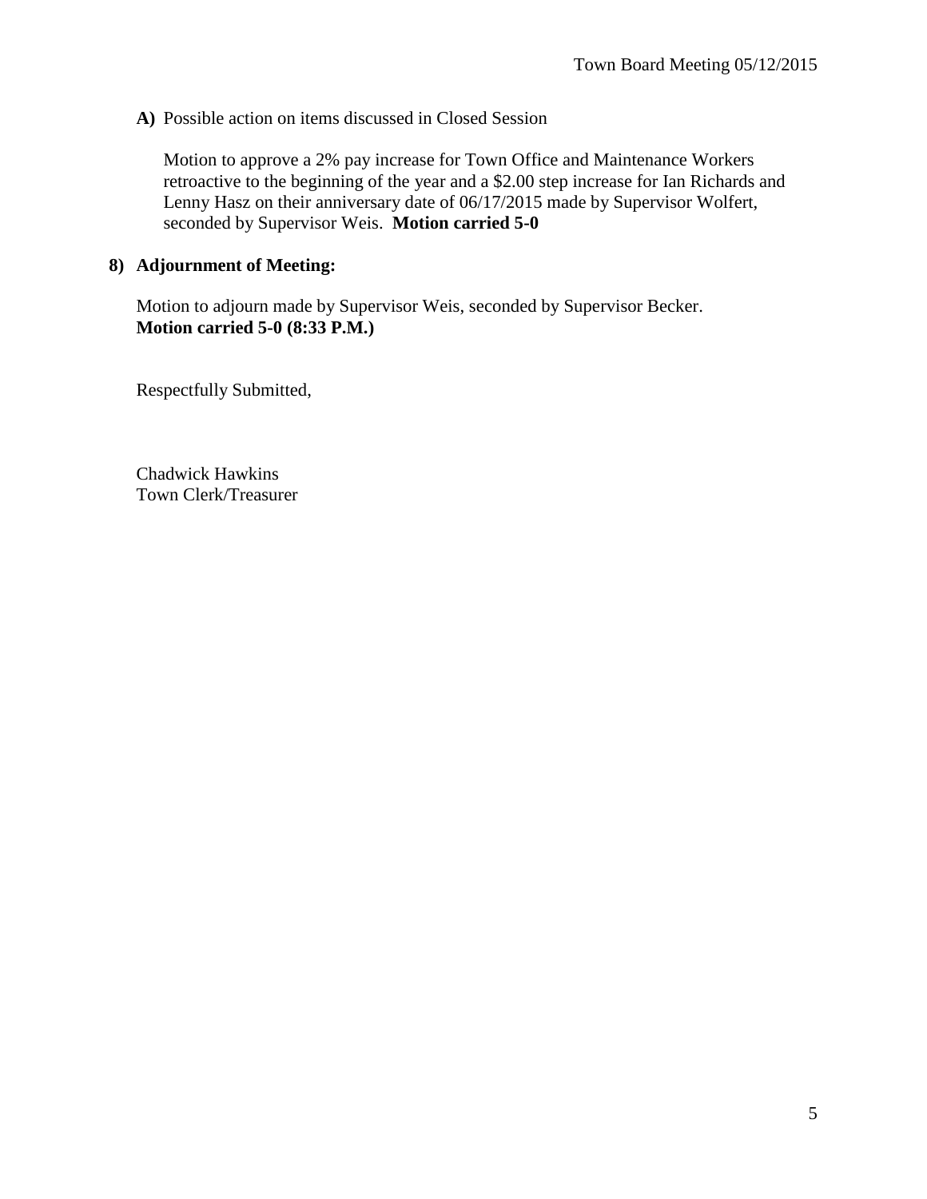**A)** Possible action on items discussed in Closed Session

Motion to approve a 2% pay increase for Town Office and Maintenance Workers retroactive to the beginning of the year and a $2.00 step increase for Ian Richards and Lenny Hasz on their anniversary date of 06/17/2015 made by Supervisor Wolfert, seconded by Supervisor Weis. **Motion carried 5-0**

**8) Adjournment of Meeting:**

Motion to adjourn made by Supervisor Weis, seconded by Supervisor Becker.
**Motion carried 5-0 (8:33 P.M.)**

Respectfully Submitted,

Chadwick Hawkins
Town Clerk/Treasurer